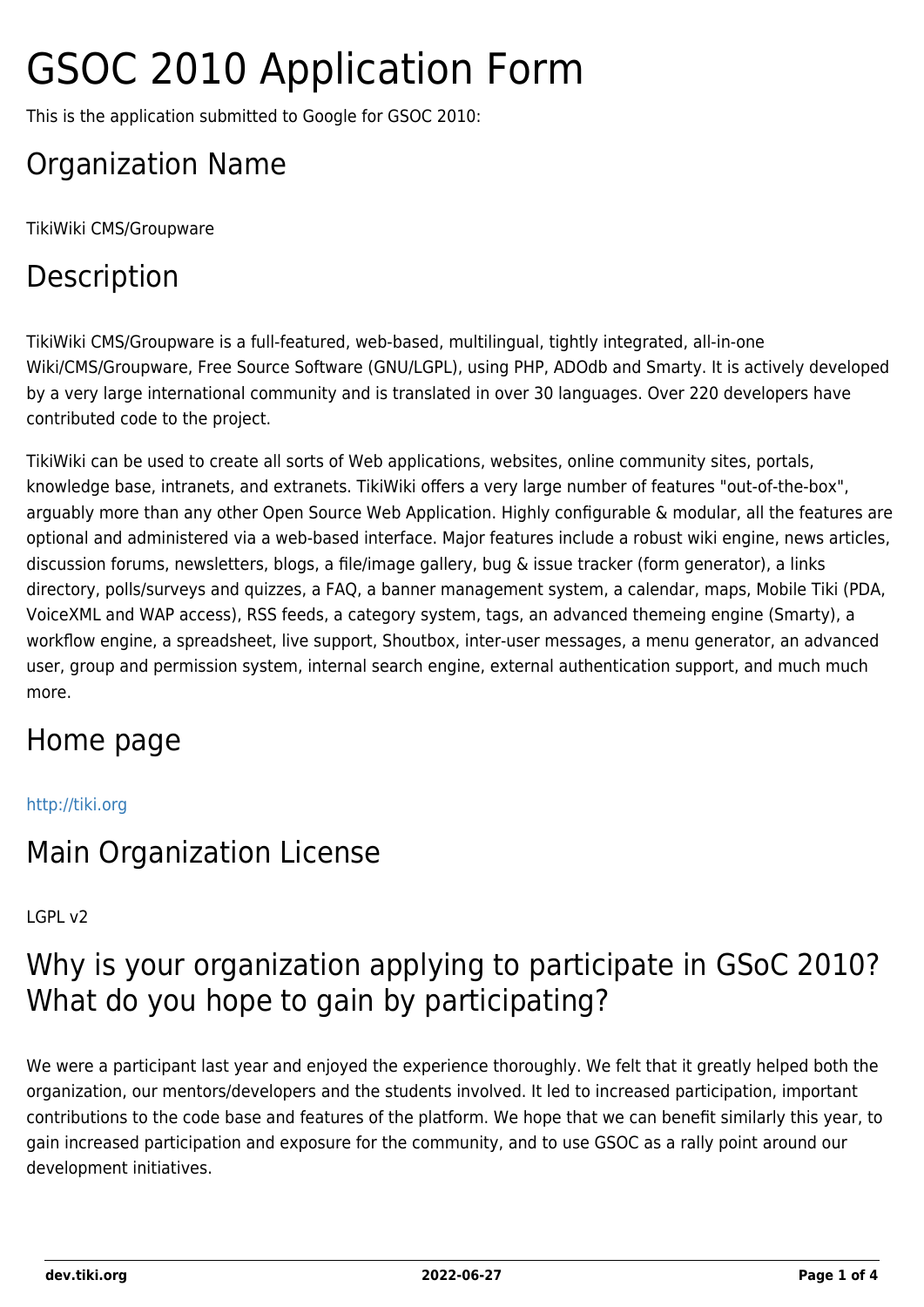# GSOC 2010 Application Form

This is the application submitted to Google for GSOC 2010:

## Organization Name

TikiWiki CMS/Groupware

## Description

TikiWiki CMS/Groupware is a full-featured, web-based, multilingual, tightly integrated, all-in-one Wiki/CMS/Groupware, Free Source Software (GNU/LGPL), using PHP, ADOdb and Smarty. It is actively developed by a very large international community and is translated in over 30 languages. Over 220 developers have contributed code to the project.

TikiWiki can be used to create all sorts of Web applications, websites, online community sites, portals, knowledge base, intranets, and extranets. TikiWiki offers a very large number of features "out-of-the-box", arguably more than any other Open Source Web Application. Highly configurable & modular, all the features are optional and administered via a web-based interface. Major features include a robust wiki engine, news articles, discussion forums, newsletters, blogs, a file/image gallery, bug & issue tracker (form generator), a links directory, polls/surveys and quizzes, a FAQ, a banner management system, a calendar, maps, Mobile Tiki (PDA, VoiceXML and WAP access), RSS feeds, a category system, tags, an advanced themeing engine (Smarty), a workflow engine, a spreadsheet, live support, Shoutbox, inter-user messages, a menu generator, an advanced user, group and permission system, internal search engine, external authentication support, and much much more.

## Home page

http://tiki.org

## Main Organization License

LGPL v2

## Why is your organization applying to participate in GSoC 2010? What do you hope to gain by participating?

We were a participant last year and enjoyed the experience thoroughly. We felt that it greatly helped both the organization, our mentors/developers and the students involved. It led to increased participation, important contributions to the code base and features of the platform. We hope that we can benefit similarly this year, to gain increased participation and exposure for the community, and to use GSOC as a rally point around our development initiatives.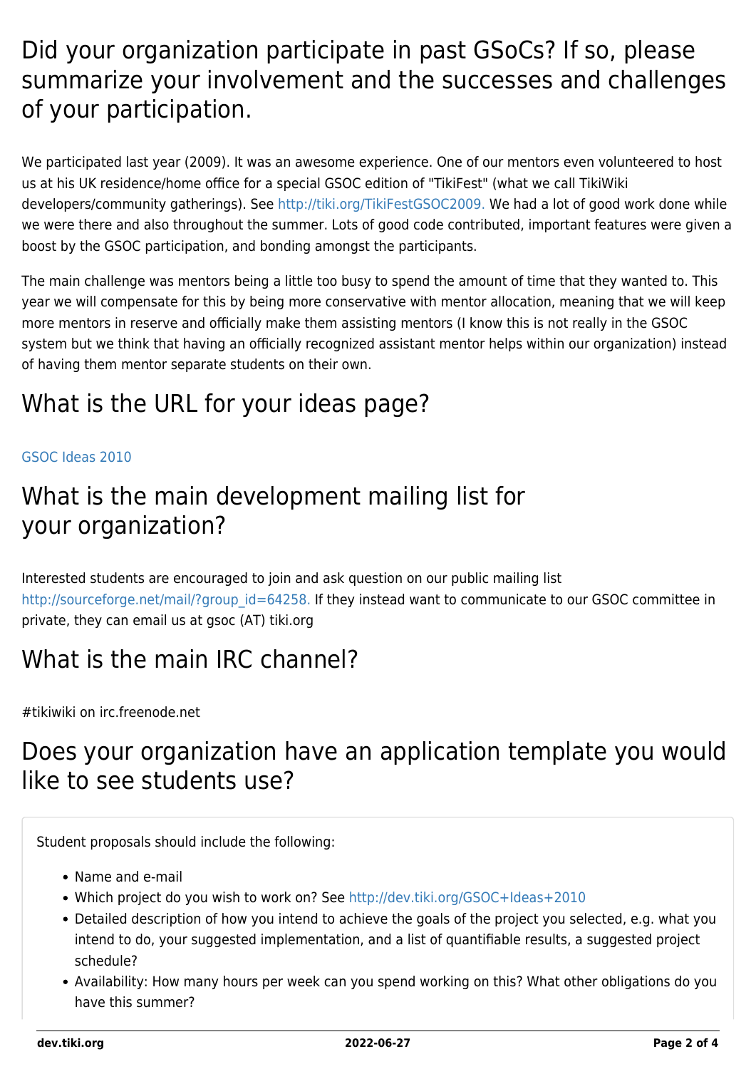## Did your organization participate in past GSoCs? If so, please summarize your involvement and the successes and challenges of your participation.

We participated last year (2009). It was an awesome experience. One of our mentors even volunteered to host us at his UK residence/home office for a special GSOC edition of "TikiFest" (what we call TikiWiki developers/community gatherings). See http://tiki.org/TikiFestGSOC2009. We had a lot of good work done while we were there and also throughout the summer. Lots of good code contributed, important features were given a boost by the GSOC participation, and bonding amongst the participants.

The main challenge was mentors being a little too busy to spend the amount of time that they wanted to. This year we will compensate for this by being more conservative with mentor allocation, meaning that we will keep more mentors in reserve and officially make them assisting mentors (I know this is not really in the GSOC system but we think that having an officially recognized assistant mentor helps within our organization) instead of having them mentor separate students on their own.

## What is the URL for your ideas page?

GSOC Ideas 2010

## What is the main development mailing list for your organization?

Interested students are encouraged to join and ask question on our public mailing list http://sourceforge.net/mail/?group_id=64258. If they instead want to communicate to our GSOC committee in private, they can email us at gsoc (AT) tiki.org

## What is the main IRC channel?

#tikiwiki on irc.freenode.net

## Does your organization have an application template you would like to see students use?

Student proposals should include the following:

- Name and e-mail
- Which project do you wish to work on? See http://dev.tiki.org/GSOC+Ideas+2010
- Detailed description of how you intend to achieve the goals of the project you selected, e.g. what you intend to do, your suggested implementation, and a list of quantifiable results, a suggested project schedule?
- Availability: How many hours per week can you spend working on this? What other obligations do you have this summer?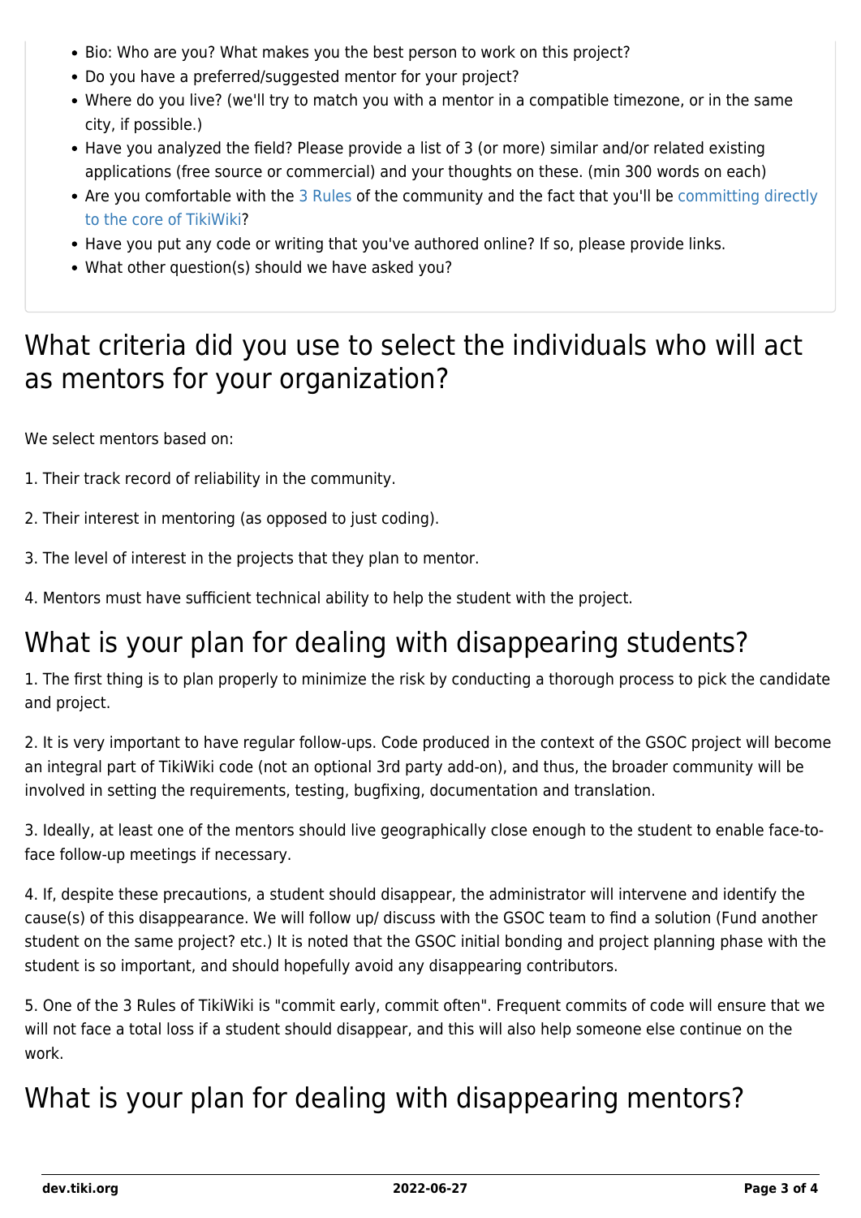- Bio: Who are you? What makes you the best person to work on this project?
- Do you have a preferred/suggested mentor for your project?
- Where do you live? (we'll try to match you with a mentor in a compatible timezone, or in the same city, if possible.)
- Have you analyzed the field? Please provide a list of 3 (or more) similar and/or related existing applications (free source or commercial) and your thoughts on these. (min 300 words on each)
- Are you comfortable with the 3 Rules of the community and the fact that you'll be committing directly to the core of TikiWiki?
- Have you put any code or writing that you've authored online? If so, please provide links.
- What other question(s) should we have asked you?

## What criteria did you use to select the individuals who will act as mentors for your organization?

We select mentors based on:

1. Their track record of reliability in the community.

2. Their interest in mentoring (as opposed to just coding).

3. The level of interest in the projects that they plan to mentor.

4. Mentors must have sufficient technical ability to help the student with the project.

## What is your plan for dealing with disappearing students?

1. The first thing is to plan properly to minimize the risk by conducting a thorough process to pick the candidate and project.

2. It is very important to have regular follow-ups. Code produced in the context of the GSOC project will become an integral part of TikiWiki code (not an optional 3rd party add-on), and thus, the broader community will be involved in setting the requirements, testing, bugfixing, documentation and translation.

3. Ideally, at least one of the mentors should live geographically close enough to the student to enable face-to-face follow-up meetings if necessary.

4. If, despite these precautions, a student should disappear, the administrator will intervene and identify the cause(s) of this disappearance. We will follow up/ discuss with the GSOC team to find a solution (Fund another student on the same project? etc.) It is noted that the GSOC initial bonding and project planning phase with the student is so important, and should hopefully avoid any disappearing contributors.

5. One of the 3 Rules of TikiWiki is "commit early, commit often". Frequent commits of code will ensure that we will not face a total loss if a student should disappear, and this will also help someone else continue on the work.

## What is your plan for dealing with disappearing mentors?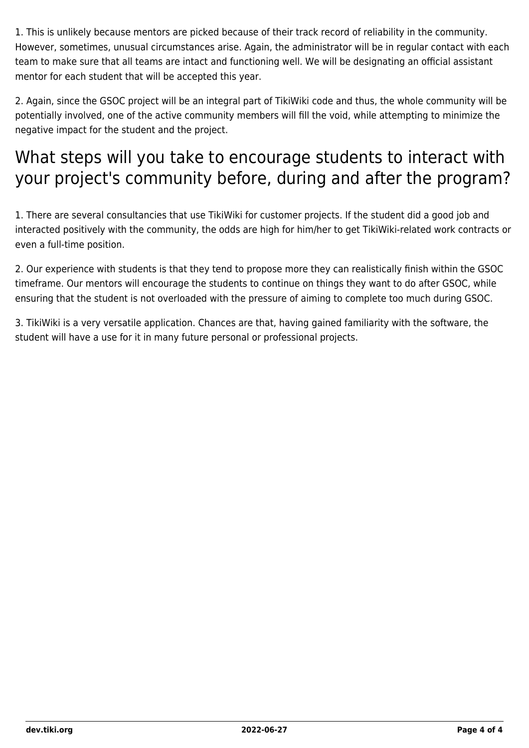1. This is unlikely because mentors are picked because of their track record of reliability in the community. However, sometimes, unusual circumstances arise. Again, the administrator will be in regular contact with each team to make sure that all teams are intact and functioning well. We will be designating an official assistant mentor for each student that will be accepted this year.

2. Again, since the GSOC project will be an integral part of TikiWiki code and thus, the whole community will be potentially involved, one of the active community members will fill the void, while attempting to minimize the negative impact for the student and the project.

## What steps will you take to encourage students to interact with your project's community before, during and after the program?

1. There are several consultancies that use TikiWiki for customer projects. If the student did a good job and interacted positively with the community, the odds are high for him/her to get TikiWiki-related work contracts or even a full-time position.

2. Our experience with students is that they tend to propose more they can realistically finish within the GSOC timeframe. Our mentors will encourage the students to continue on things they want to do after GSOC, while ensuring that the student is not overloaded with the pressure of aiming to complete too much during GSOC.

3. TikiWiki is a very versatile application. Chances are that, having gained familiarity with the software, the student will have a use for it in many future personal or professional projects.